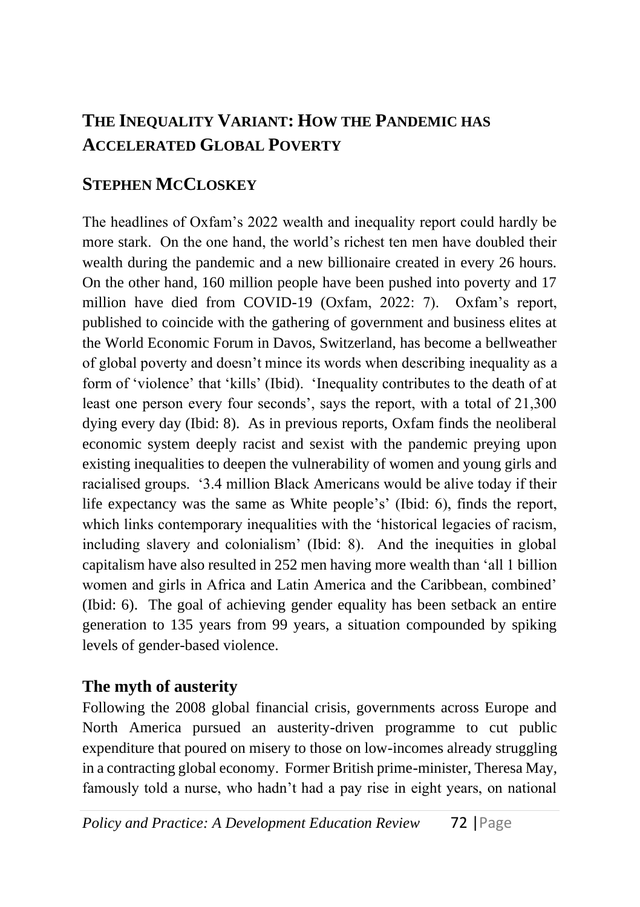# The Inequality Variant: How the Pandemic has Accelerated Global Poverty

## Stephen McCloskey

The headlines of Oxfam's 2022 wealth and inequality report could hardly be more stark. On the one hand, the world's richest ten men have doubled their wealth during the pandemic and a new billionaire created in every 26 hours. On the other hand, 160 million people have been pushed into poverty and 17 million have died from COVID-19 (Oxfam, 2022: 7). Oxfam's report, published to coincide with the gathering of government and business elites at the World Economic Forum in Davos, Switzerland, has become a bellweather of global poverty and doesn't mince its words when describing inequality as a form of 'violence' that 'kills' (Ibid). 'Inequality contributes to the death of at least one person every four seconds', says the report, with a total of 21,300 dying every day (Ibid: 8). As in previous reports, Oxfam finds the neoliberal economic system deeply racist and sexist with the pandemic preying upon existing inequalities to deepen the vulnerability of women and young girls and racialised groups. '3.4 million Black Americans would be alive today if their life expectancy was the same as White people's' (Ibid: 6), finds the report, which links contemporary inequalities with the 'historical legacies of racism, including slavery and colonialism' (Ibid: 8). And the inequities in global capitalism have also resulted in 252 men having more wealth than 'all 1 billion women and girls in Africa and Latin America and the Caribbean, combined' (Ibid: 6). The goal of achieving gender equality has been setback an entire generation to 135 years from 99 years, a situation compounded by spiking levels of gender-based violence.

### The myth of austerity

Following the 2008 global financial crisis, governments across Europe and North America pursued an austerity-driven programme to cut public expenditure that poured on misery to those on low-incomes already struggling in a contracting global economy. Former British prime-minister, Theresa May, famously told a nurse, who hadn't had a pay rise in eight years, on national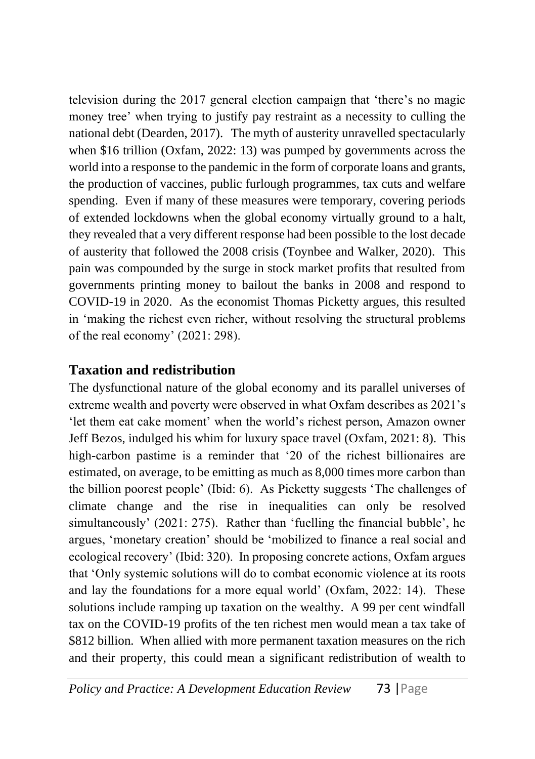television during the 2017 general election campaign that 'there's no magic money tree' when trying to justify pay restraint as a necessity to culling the national debt (Dearden, 2017). The myth of austerity unravelled spectacularly when $16 trillion (Oxfam, 2022: 13) was pumped by governments across the world into a response to the pandemic in the form of corporate loans and grants, the production of vaccines, public furlough programmes, tax cuts and welfare spending. Even if many of these measures were temporary, covering periods of extended lockdowns when the global economy virtually ground to a halt, they revealed that a very different response had been possible to the lost decade of austerity that followed the 2008 crisis (Toynbee and Walker, 2020). This pain was compounded by the surge in stock market profits that resulted from governments printing money to bailout the banks in 2008 and respond to COVID-19 in 2020. As the economist Thomas Picketty argues, this resulted in 'making the richest even richer, without resolving the structural problems of the real economy' (2021: 298).

## Taxation and redistribution

The dysfunctional nature of the global economy and its parallel universes of extreme wealth and poverty were observed in what Oxfam describes as 2021's 'let them eat cake moment' when the world's richest person, Amazon owner Jeff Bezos, indulged his whim for luxury space travel (Oxfam, 2021: 8). This high-carbon pastime is a reminder that '20 of the richest billionaires are estimated, on average, to be emitting as much as 8,000 times more carbon than the billion poorest people' (Ibid: 6). As Picketty suggests 'The challenges of climate change and the rise in inequalities can only be resolved simultaneously' (2021: 275). Rather than 'fuelling the financial bubble', he argues, 'monetary creation' should be 'mobilized to finance a real social and ecological recovery' (Ibid: 320). In proposing concrete actions, Oxfam argues that 'Only systemic solutions will do to combat economic violence at its roots and lay the foundations for a more equal world' (Oxfam, 2022: 14). These solutions include ramping up taxation on the wealthy. A 99 per cent windfall tax on the COVID-19 profits of the ten richest men would mean a tax take of $812 billion. When allied with more permanent taxation measures on the rich and their property, this could mean a significant redistribution of wealth to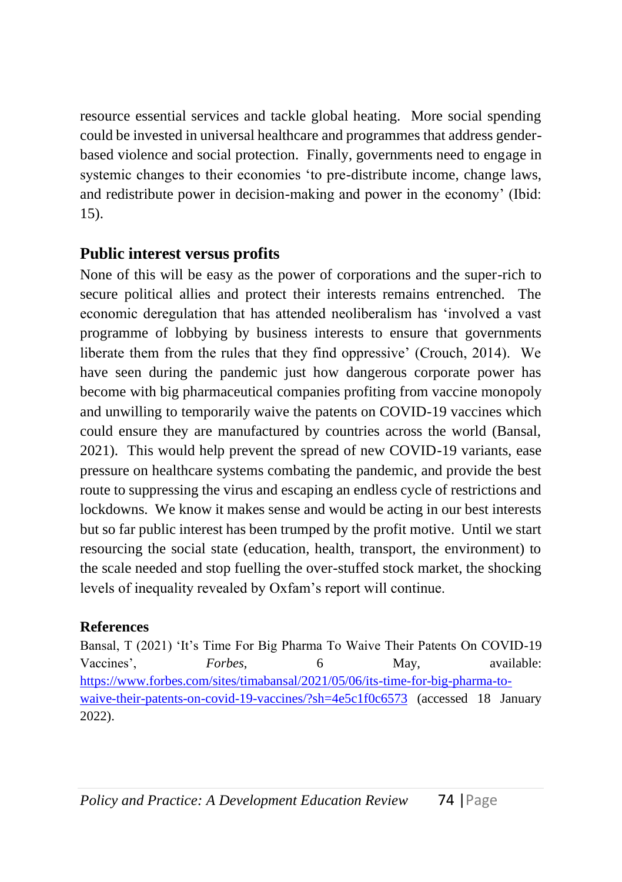resource essential services and tackle global heating. More social spending could be invested in universal healthcare and programmes that address gender-based violence and social protection. Finally, governments need to engage in systemic changes to their economies 'to pre-distribute income, change laws, and redistribute power in decision-making and power in the economy' (Ibid: 15).

## Public interest versus profits

None of this will be easy as the power of corporations and the super-rich to secure political allies and protect their interests remains entrenched. The economic deregulation that has attended neoliberalism has 'involved a vast programme of lobbying by business interests to ensure that governments liberate them from the rules that they find oppressive' (Crouch, 2014). We have seen during the pandemic just how dangerous corporate power has become with big pharmaceutical companies profiting from vaccine monopoly and unwilling to temporarily waive the patents on COVID-19 vaccines which could ensure they are manufactured by countries across the world (Bansal, 2021). This would help prevent the spread of new COVID-19 variants, ease pressure on healthcare systems combating the pandemic, and provide the best route to suppressing the virus and escaping an endless cycle of restrictions and lockdowns. We know it makes sense and would be acting in our best interests but so far public interest has been trumped by the profit motive. Until we start resourcing the social state (education, health, transport, the environment) to the scale needed and stop fuelling the over-stuffed stock market, the shocking levels of inequality revealed by Oxfam's report will continue.

### References

Bansal, T (2021) 'It's Time For Big Pharma To Waive Their Patents On COVID-19 Vaccines', *Forbes*, 6 May, available: [https://www.forbes.com/sites/timabansal/2021/05/06/its-time-for-big-pharma-to-waive-their-patents-on-covid-19-vaccines/?sh=4e5c1f0c6573](https://www.forbes.com/sites/timabansal/2021/05/06/its-time-for-big-pharma-to-waive-their-patents-on-covid-19-vaccines/?sh=4e5c1f0c6573) (accessed 18 January 2022).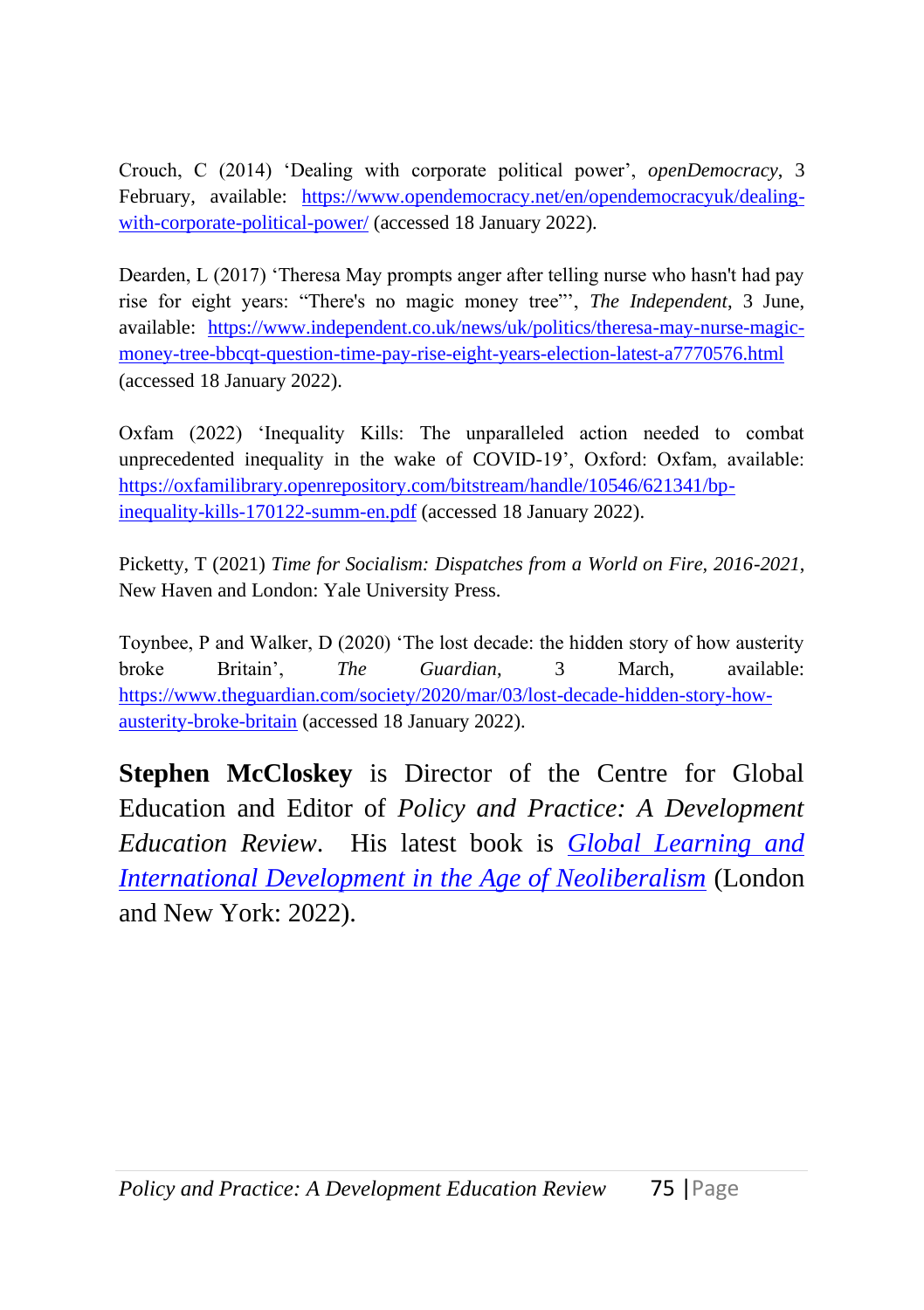Crouch, C (2014) 'Dealing with corporate political power', *openDemocracy*, 3 February, available: https://www.opendemocracy.net/en/opendemocracyuk/dealing-with-corporate-political-power/ (accessed 18 January 2022).

Dearden, L (2017) 'Theresa May prompts anger after telling nurse who hasn't had pay rise for eight years: "There's no magic money tree"', *The Independent*, 3 June, available: https://www.independent.co.uk/news/uk/politics/theresa-may-nurse-magic-money-tree-bbcqt-question-time-pay-rise-eight-years-election-latest-a7770576.html (accessed 18 January 2022).

Oxfam (2022) 'Inequality Kills: The unparalleled action needed to combat unprecedented inequality in the wake of COVID-19', Oxford: Oxfam, available: https://oxfamilibrary.openrepository.com/bitstream/handle/10546/621341/bp-inequality-kills-170122-summ-en.pdf (accessed 18 January 2022).

Picketty, T (2021) *Time for Socialism: Dispatches from a World on Fire, 2016-2021*, New Haven and London: Yale University Press.

Toynbee, P and Walker, D (2020) 'The lost decade: the hidden story of how austerity broke Britain', *The Guardian*, 3 March, available: https://www.theguardian.com/society/2020/mar/03/lost-decade-hidden-story-how-austerity-broke-britain (accessed 18 January 2022).

**Stephen McCloskey** is Director of the Centre for Global Education and Editor of *Policy and Practice: A Development Education Review*. His latest book is *Global Learning and International Development in the Age of Neoliberalism* (London and New York: 2022).